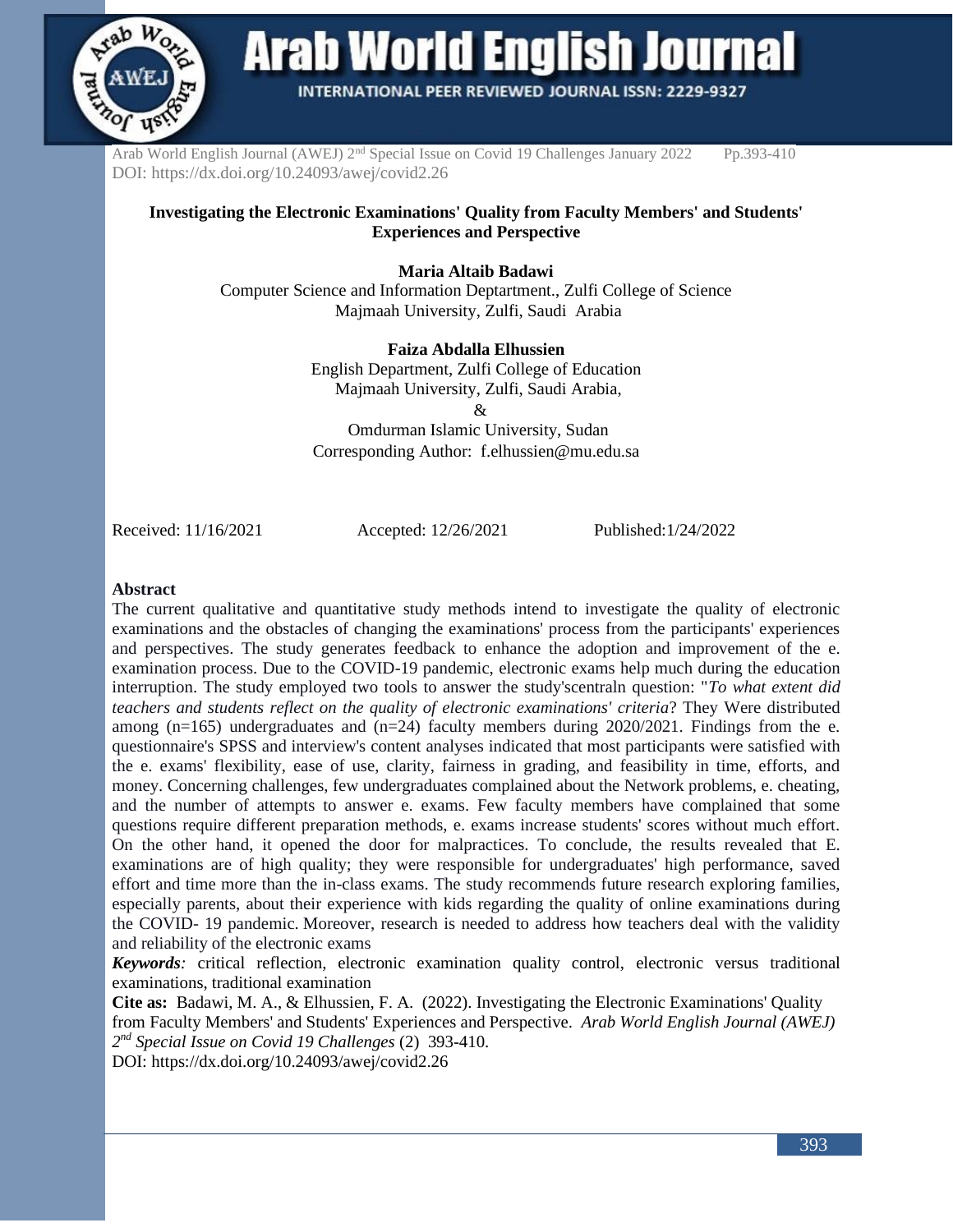DOI: https://dx.doi.org/10.24093/awej/covid2.26

# Investigating the Electronic Examinations' Quality from Faculty Members' and Students' Experiences and Perspective

**Maria Altaib Badawi**
Computer Science and Information Deptartment., Zulfi College of Science
Majmaah University, Zulfi, Saudi Arabia

**Faiza Abdalla Elhussien**
English Department, Zulfi College of Education
Majmaah University, Zulfi, Saudi Arabia,
&
Omdurman Islamic University, Sudan
Corresponding Author: f.elhussien@mu.edu.sa

Received: 11/16/2021 Accepted: 12/26/2021 Published:1/24/2022

## Abstract

The current qualitative and quantitative study methods intend to investigate the quality of electronic examinations and the obstacles of changing the examinations' process from the participants' experiences and perspectives. The study generates feedback to enhance the adoption and improvement of the e. examination process. Due to the COVID-19 pandemic, electronic exams help much during the education interruption. The study employed two tools to answer the study'scentraln question: "*To what extent did teachers and students reflect on the quality of electronic examinations' criteria*? They Were distributed among (n=165) undergraduates and (n=24) faculty members during 2020/2021. Findings from the e. questionnaire's SPSS and interview's content analyses indicated that most participants were satisfied with the e. exams' flexibility, ease of use, clarity, fairness in grading, and feasibility in time, efforts, and money. Concerning challenges, few undergraduates complained about the Network problems, e. cheating, and the number of attempts to answer e. exams. Few faculty members have complained that some questions require different preparation methods, e. exams increase students' scores without much effort. On the other hand, it opened the door for malpractices. To conclude, the results revealed that E. examinations are of high quality; they were responsible for undergraduates' high performance, saved effort and time more than the in-class exams. The study recommends future research exploring families, especially parents, about their experience with kids regarding the quality of online examinations during the COVID- 19 pandemic. Moreover, research is needed to address how teachers deal with the validity and reliability of the electronic exams

***Keywords****:* critical reflection, electronic examination quality control, electronic versus traditional examinations, traditional examination

**Cite as:** Badawi, M. A., & Elhussien, F. A. (2022). Investigating the Electronic Examinations' Quality from Faculty Members' and Students' Experiences and Perspective. *Arab World English Journal (AWEJ) 2nd Special Issue on Covid 19 Challenges* (2) 393-410.
DOI: https://dx.doi.org/10.24093/awej/covid2.26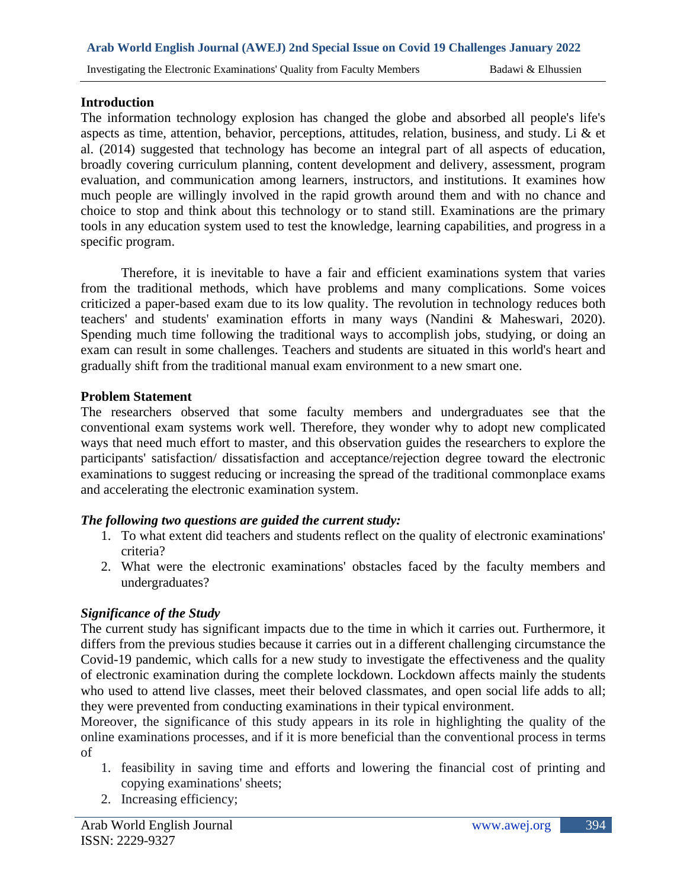## Introduction

The information technology explosion has changed the globe and absorbed all people's life's aspects as time, attention, behavior, perceptions, attitudes, relation, business, and study. Li & et al. (2014) suggested that technology has become an integral part of all aspects of education, broadly covering curriculum planning, content development and delivery, assessment, program evaluation, and communication among learners, instructors, and institutions. It examines how much people are willingly involved in the rapid growth around them and with no chance and choice to stop and think about this technology or to stand still. Examinations are the primary tools in any education system used to test the knowledge, learning capabilities, and progress in a specific program.

Therefore, it is inevitable to have a fair and efficient examinations system that varies from the traditional methods, which have problems and many complications. Some voices criticized a paper-based exam due to its low quality. The revolution in technology reduces both teachers' and students' examination efforts in many ways (Nandini & Maheswari, 2020). Spending much time following the traditional ways to accomplish jobs, studying, or doing an exam can result in some challenges. Teachers and students are situated in this world's heart and gradually shift from the traditional manual exam environment to a new smart one.

## Problem Statement

The researchers observed that some faculty members and undergraduates see that the conventional exam systems work well. Therefore, they wonder why to adopt new complicated ways that need much effort to master, and this observation guides the researchers to explore the participants' satisfaction/ dissatisfaction and acceptance/rejection degree toward the electronic examinations to suggest reducing or increasing the spread of the traditional commonplace exams and accelerating the electronic examination system.

### *The following two questions are guided the current study:*

1. To what extent did teachers and students reflect on the quality of electronic examinations' criteria?
2. What were the electronic examinations' obstacles faced by the faculty members and undergraduates?

### *Significance of the Study*

The current study has significant impacts due to the time in which it carries out. Furthermore, it differs from the previous studies because it carries out in a different challenging circumstance the Covid-19 pandemic, which calls for a new study to investigate the effectiveness and the quality of electronic examination during the complete lockdown. Lockdown affects mainly the students who used to attend live classes, meet their beloved classmates, and open social life adds to all; they were prevented from conducting examinations in their typical environment.

Moreover, the significance of this study appears in its role in highlighting the quality of the online examinations processes, and if it is more beneficial than the conventional process in terms of

1. feasibility in saving time and efforts and lowering the financial cost of printing and copying examinations' sheets;
2. Increasing efficiency;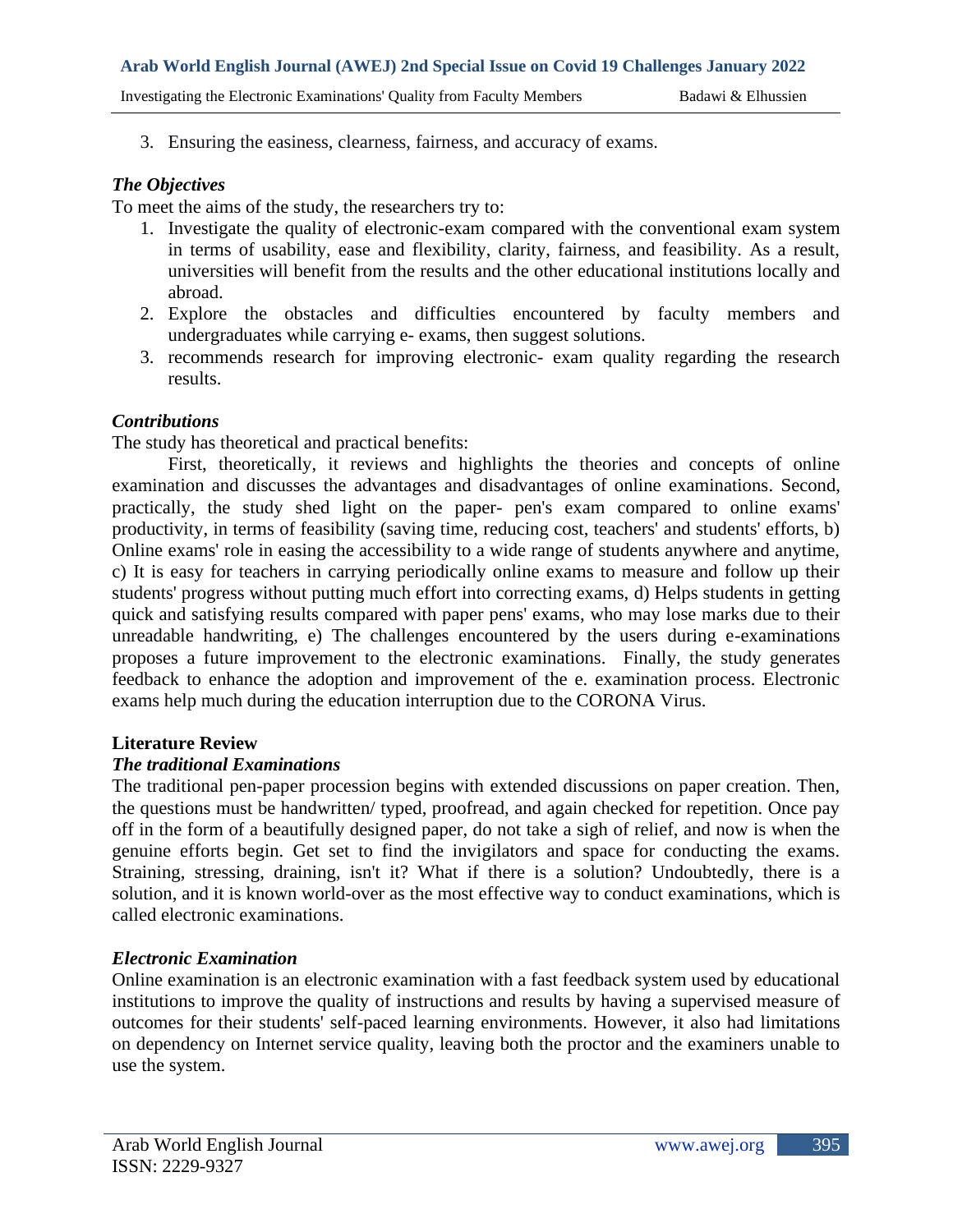3. Ensuring the easiness, clearness, fairness, and accuracy of exams.

### *The Objectives*

To meet the aims of the study, the researchers try to:

1. Investigate the quality of electronic-exam compared with the conventional exam system in terms of usability, ease and flexibility, clarity, fairness, and feasibility. As a result, universities will benefit from the results and the other educational institutions locally and abroad.
2. Explore the obstacles and difficulties encountered by faculty members and undergraduates while carrying e- exams, then suggest solutions.
3. recommends research for improving electronic- exam quality regarding the research results.

### *Contributions*

The study has theoretical and practical benefits:

First, theoretically, it reviews and highlights the theories and concepts of online examination and discusses the advantages and disadvantages of online examinations. Second, practically, the study shed light on the paper- pen's exam compared to online exams' productivity, in terms of feasibility (saving time, reducing cost, teachers' and students' efforts, b) Online exams' role in easing the accessibility to a wide range of students anywhere and anytime, c) It is easy for teachers in carrying periodically online exams to measure and follow up their students' progress without putting much effort into correcting exams, d) Helps students in getting quick and satisfying results compared with paper pens' exams, who may lose marks due to their unreadable handwriting, e) The challenges encountered by the users during e-examinations proposes a future improvement to the electronic examinations. Finally, the study generates feedback to enhance the adoption and improvement of the e. examination process. Electronic exams help much during the education interruption due to the CORONA Virus.

## Literature Review

### *The traditional Examinations*

The traditional pen-paper procession begins with extended discussions on paper creation. Then, the questions must be handwritten/ typed, proofread, and again checked for repetition. Once pay off in the form of a beautifully designed paper, do not take a sigh of relief, and now is when the genuine efforts begin. Get set to find the invigilators and space for conducting the exams. Straining, stressing, draining, isn't it? What if there is a solution? Undoubtedly, there is a solution, and it is known world-over as the most effective way to conduct examinations, which is called electronic examinations.

### *Electronic Examination*

Online examination is an electronic examination with a fast feedback system used by educational institutions to improve the quality of instructions and results by having a supervised measure of outcomes for their students' self-paced learning environments. However, it also had limitations on dependency on Internet service quality, leaving both the proctor and the examiners unable to use the system.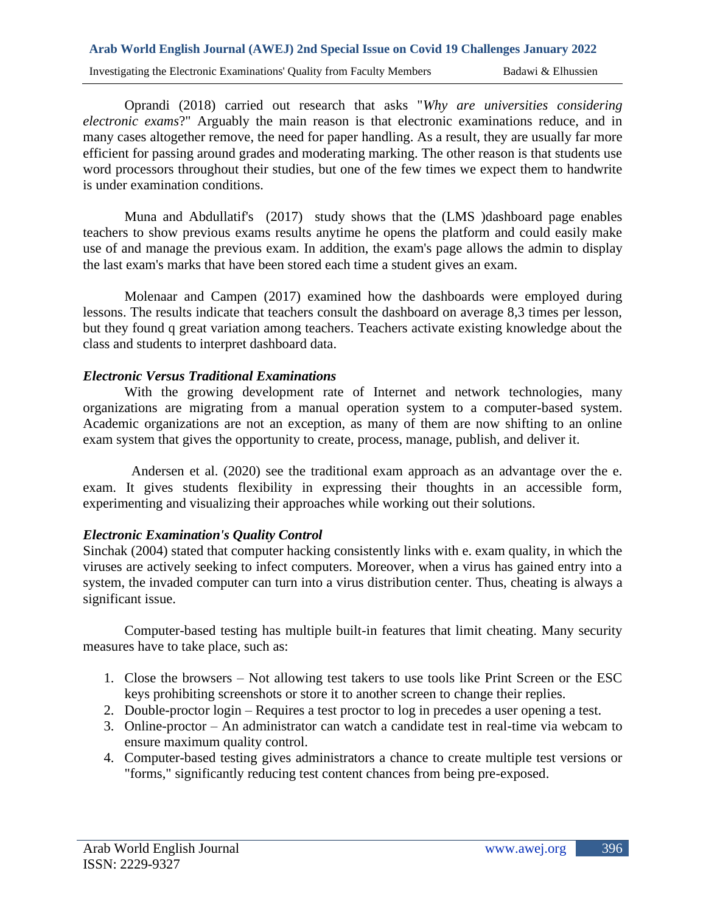Oprandi (2018) carried out research that asks "*Why are universities considering electronic exams*?" Arguably the main reason is that electronic examinations reduce, and in many cases altogether remove, the need for paper handling. As a result, they are usually far more efficient for passing around grades and moderating marking. The other reason is that students use word processors throughout their studies, but one of the few times we expect them to handwrite is under examination conditions.

Muna and Abdullatif's (2017) study shows that the (LMS )dashboard page enables teachers to show previous exams results anytime he opens the platform and could easily make use of and manage the previous exam. In addition, the exam's page allows the admin to display the last exam's marks that have been stored each time a student gives an exam.

Molenaar and Campen (2017) examined how the dashboards were employed during lessons. The results indicate that teachers consult the dashboard on average 8,3 times per lesson, but they found q great variation among teachers. Teachers activate existing knowledge about the class and students to interpret dashboard data.

### *Electronic Versus Traditional Examinations*

With the growing development rate of Internet and network technologies, many organizations are migrating from a manual operation system to a computer-based system. Academic organizations are not an exception, as many of them are now shifting to an online exam system that gives the opportunity to create, process, manage, publish, and deliver it.

Andersen et al. (2020) see the traditional exam approach as an advantage over the e. exam. It gives students flexibility in expressing their thoughts in an accessible form, experimenting and visualizing their approaches while working out their solutions.

### *Electronic Examination's Quality Control*

Sinchak (2004) stated that computer hacking consistently links with e. exam quality, in which the viruses are actively seeking to infect computers. Moreover, when a virus has gained entry into a system, the invaded computer can turn into a virus distribution center. Thus, cheating is always a significant issue.

Computer-based testing has multiple built-in features that limit cheating. Many security measures have to take place, such as:

1. Close the browsers – Not allowing test takers to use tools like Print Screen or the ESC keys prohibiting screenshots or store it to another screen to change their replies.
2. Double-proctor login – Requires a test proctor to log in precedes a user opening a test.
3. Online-proctor – An administrator can watch a candidate test in real-time via webcam to ensure maximum quality control.
4. Computer-based testing gives administrators a chance to create multiple test versions or "forms," significantly reducing test content chances from being pre-exposed.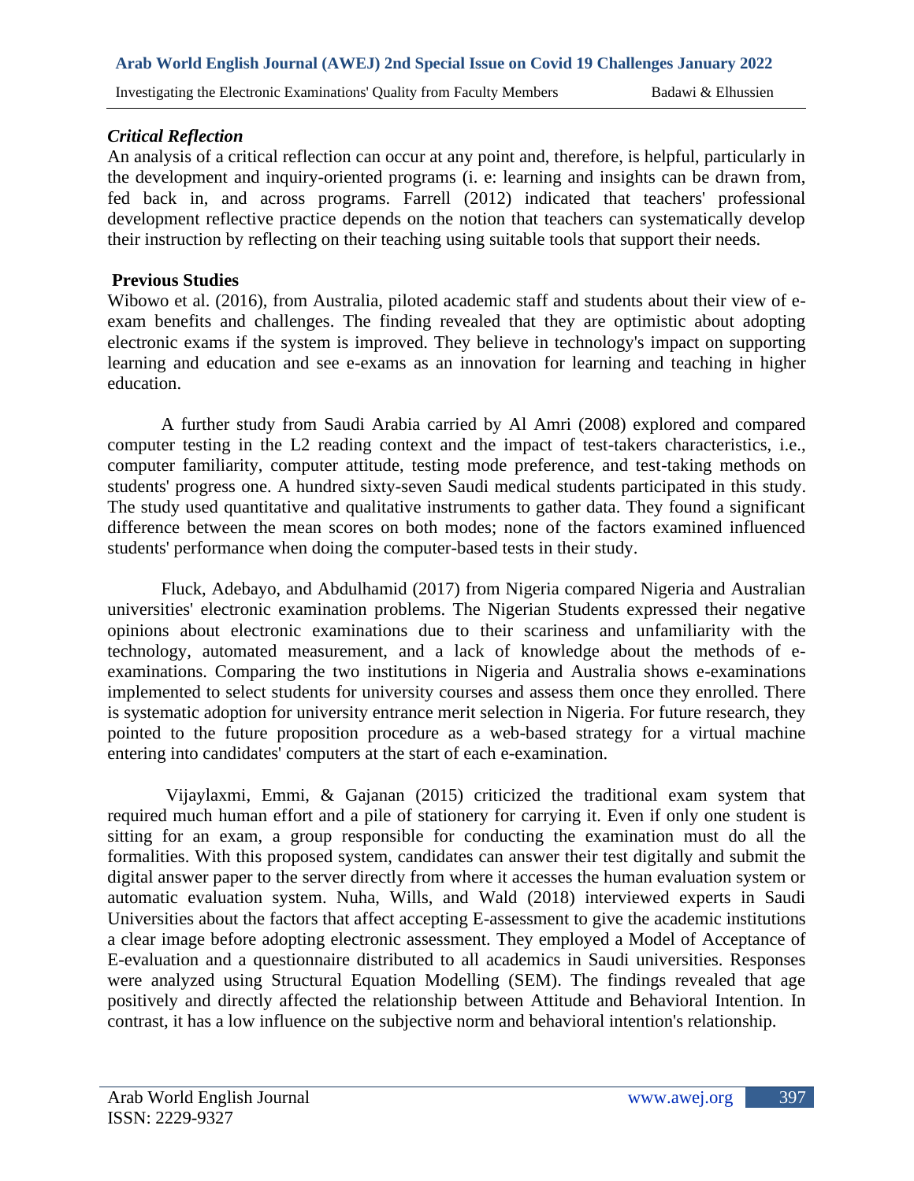### *Critical Reflection*

An analysis of a critical reflection can occur at any point and, therefore, is helpful, particularly in the development and inquiry-oriented programs (i. e: learning and insights can be drawn from, fed back in, and across programs. Farrell (2012) indicated that teachers' professional development reflective practice depends on the notion that teachers can systematically develop their instruction by reflecting on their teaching using suitable tools that support their needs.

### Previous Studies

Wibowo et al. (2016), from Australia, piloted academic staff and students about their view of e-exam benefits and challenges. The finding revealed that they are optimistic about adopting electronic exams if the system is improved. They believe in technology's impact on supporting learning and education and see e-exams as an innovation for learning and teaching in higher education.

A further study from Saudi Arabia carried by Al Amri (2008) explored and compared computer testing in the L2 reading context and the impact of test-takers characteristics, i.e., computer familiarity, computer attitude, testing mode preference, and test-taking methods on students' progress one. A hundred sixty-seven Saudi medical students participated in this study. The study used quantitative and qualitative instruments to gather data. They found a significant difference between the mean scores on both modes; none of the factors examined influenced students' performance when doing the computer-based tests in their study.

Fluck, Adebayo, and Abdulhamid (2017) from Nigeria compared Nigeria and Australian universities' electronic examination problems. The Nigerian Students expressed their negative opinions about electronic examinations due to their scariness and unfamiliarity with the technology, automated measurement, and a lack of knowledge about the methods of e-examinations. Comparing the two institutions in Nigeria and Australia shows e-examinations implemented to select students for university courses and assess them once they enrolled. There is systematic adoption for university entrance merit selection in Nigeria. For future research, they pointed to the future proposition procedure as a web-based strategy for a virtual machine entering into candidates' computers at the start of each e-examination.

Vijaylaxmi, Emmi, & Gajanan (2015) criticized the traditional exam system that required much human effort and a pile of stationery for carrying it. Even if only one student is sitting for an exam, a group responsible for conducting the examination must do all the formalities. With this proposed system, candidates can answer their test digitally and submit the digital answer paper to the server directly from where it accesses the human evaluation system or automatic evaluation system. Nuha, Wills, and Wald (2018) interviewed experts in Saudi Universities about the factors that affect accepting E-assessment to give the academic institutions a clear image before adopting electronic assessment. They employed a Model of Acceptance of E-evaluation and a questionnaire distributed to all academics in Saudi universities. Responses were analyzed using Structural Equation Modelling (SEM). The findings revealed that age positively and directly affected the relationship between Attitude and Behavioral Intention. In contrast, it has a low influence on the subjective norm and behavioral intention's relationship.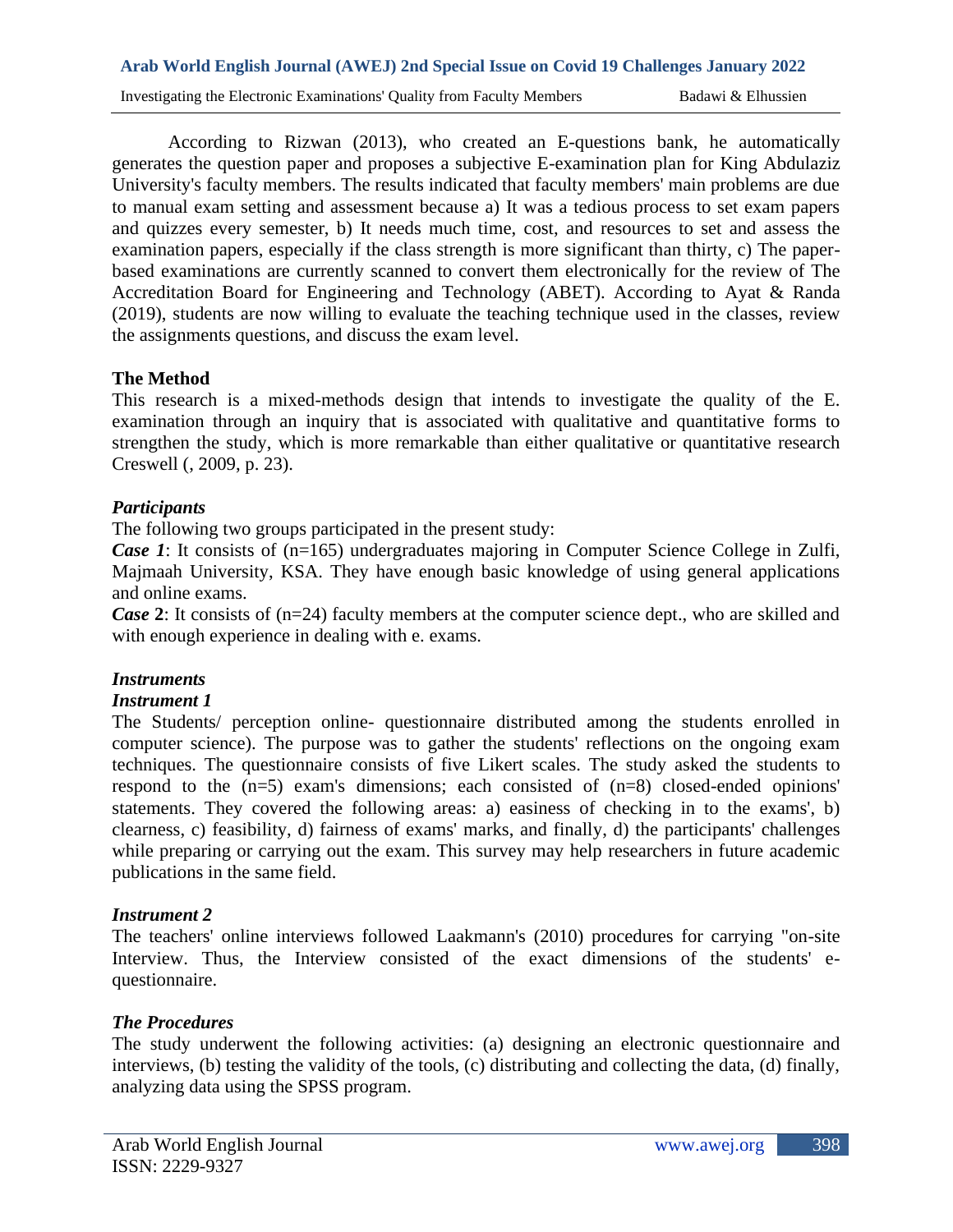According to Rizwan (2013), who created an E-questions bank, he automatically generates the question paper and proposes a subjective E-examination plan for King Abdulaziz University's faculty members. The results indicated that faculty members' main problems are due to manual exam setting and assessment because a) It was a tedious process to set exam papers and quizzes every semester, b) It needs much time, cost, and resources to set and assess the examination papers, especially if the class strength is more significant than thirty, c) The paper-based examinations are currently scanned to convert them electronically for the review of The Accreditation Board for Engineering and Technology (ABET). According to Ayat & Randa (2019), students are now willing to evaluate the teaching technique used in the classes, review the assignments questions, and discuss the exam level.

## The Method

This research is a mixed-methods design that intends to investigate the quality of the E. examination through an inquiry that is associated with qualitative and quantitative forms to strengthen the study, which is more remarkable than either qualitative or quantitative research Creswell (, 2009, p. 23).

### *Participants*

The following two groups participated in the present study:

***Case 1***: It consists of (n=165) undergraduates majoring in Computer Science College in Zulfi, Majmaah University, KSA. They have enough basic knowledge of using general applications and online exams.

***Case* 2**: It consists of (n=24) faculty members at the computer science dept., who are skilled and with enough experience in dealing with e. exams.

### *Instruments*

#### *Instrument 1*

The Students/ perception online- questionnaire distributed among the students enrolled in computer science). The purpose was to gather the students' reflections on the ongoing exam techniques. The questionnaire consists of five Likert scales. The study asked the students to respond to the (n=5) exam's dimensions; each consisted of (n=8) closed-ended opinions' statements. They covered the following areas: a) easiness of checking in to the exams', b) clearness, c) feasibility, d) fairness of exams' marks, and finally, d) the participants' challenges while preparing or carrying out the exam. This survey may help researchers in future academic publications in the same field.

#### *Instrument 2*

The teachers' online interviews followed Laakmann's (2010) procedures for carrying "on-site Interview. Thus, the Interview consisted of the exact dimensions of the students' e-questionnaire.

### *The Procedures*

The study underwent the following activities: (a) designing an electronic questionnaire and interviews, (b) testing the validity of the tools, (c) distributing and collecting the data, (d) finally, analyzing data using the SPSS program.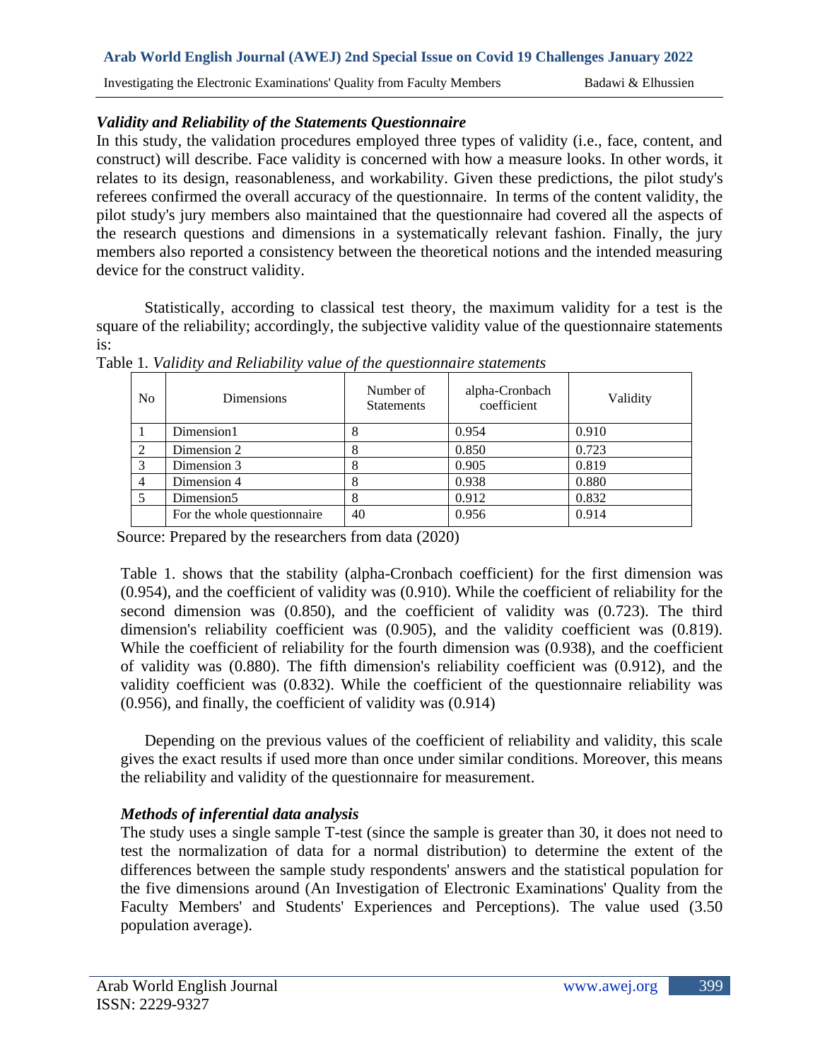### *Validity and Reliability of the Statements Questionnaire*

In this study, the validation procedures employed three types of validity (i.e., face, content, and construct) will describe. Face validity is concerned with how a measure looks. In other words, it relates to its design, reasonableness, and workability. Given these predictions, the pilot study's referees confirmed the overall accuracy of the questionnaire. In terms of the content validity, the pilot study's jury members also maintained that the questionnaire had covered all the aspects of the research questions and dimensions in a systematically relevant fashion. Finally, the jury members also reported a consistency between the theoretical notions and the intended measuring device for the construct validity.

Statistically, according to classical test theory, the maximum validity for a test is the square of the reliability; accordingly, the subjective validity value of the questionnaire statements is:

Table 1. *Validity and Reliability value of the questionnaire statements*

| No | Dimensions | Number of Statements | alpha-Cronbach coefficient | Validity |
|---|---|---|---|---|
| 1 | Dimension1 | 8 | 0.954 | 0.910 |
| 2 | Dimension 2 | 8 | 0.850 | 0.723 |
| 3 | Dimension 3 | 8 | 0.905 | 0.819 |
| 4 | Dimension 4 | 8 | 0.938 | 0.880 |
| 5 | Dimension5 | 8 | 0.912 | 0.832 |
| | For the whole questionnaire | 40 | 0.956 | 0.914 |

Source: Prepared by the researchers from data (2020)

Table 1. shows that the stability (alpha-Cronbach coefficient) for the first dimension was (0.954), and the coefficient of validity was (0.910). While the coefficient of reliability for the second dimension was (0.850), and the coefficient of validity was (0.723). The third dimension's reliability coefficient was (0.905), and the validity coefficient was (0.819). While the coefficient of reliability for the fourth dimension was (0.938), and the coefficient of validity was (0.880). The fifth dimension's reliability coefficient was (0.912), and the validity coefficient was (0.832). While the coefficient of the questionnaire reliability was (0.956), and finally, the coefficient of validity was (0.914)

Depending on the previous values of the coefficient of reliability and validity, this scale gives the exact results if used more than once under similar conditions. Moreover, this means the reliability and validity of the questionnaire for measurement.

### *Methods of inferential data analysis*

The study uses a single sample T-test (since the sample is greater than 30, it does not need to test the normalization of data for a normal distribution) to determine the extent of the differences between the sample study respondents' answers and the statistical population for the five dimensions around (An Investigation of Electronic Examinations' Quality from the Faculty Members' and Students' Experiences and Perceptions). The value used (3.50 population average).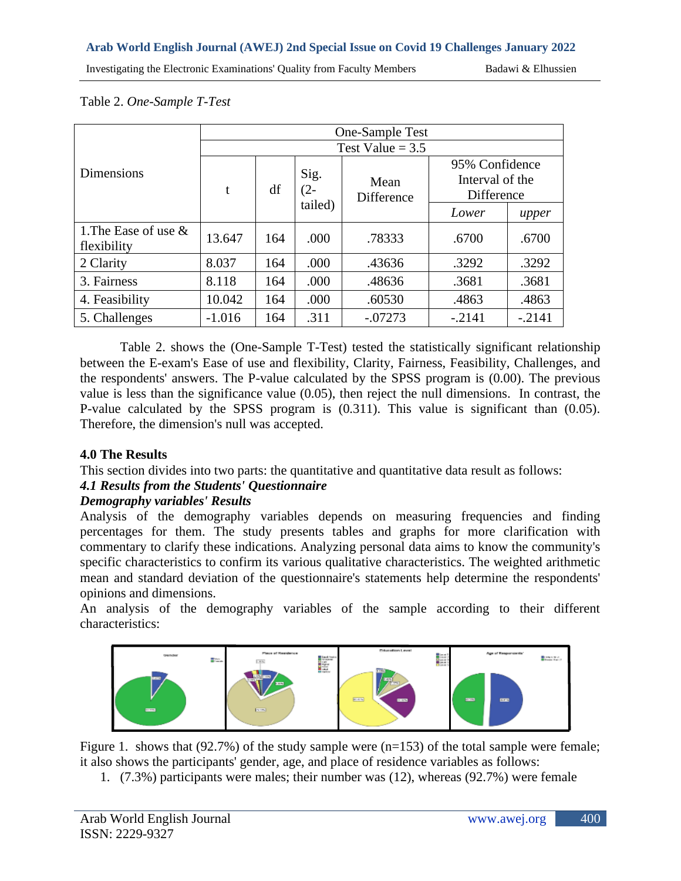Table 2. *One-Sample T-Test*

| Dimensions | One-Sample Test | | | | | |
|---|---|---|---|---|---|---|
| | Test Value = 3.5 | | | | | |
| | t | df | Sig. (2-tailed) | Mean Difference | 95% Confidence Interval of the Difference | |
| | | | | | *Lower* | *upper* |
| 1.The Ease of use & flexibility | 13.647 | 164 | .000 | .78333 | .6700 | .6700 |
| 2 Clarity | 8.037 | 164 | .000 | .43636 | .3292 | .3292 |
| 3. Fairness | 8.118 | 164 | .000 | .48636 | .3681 | .3681 |
| 4. Feasibility | 10.042 | 164 | .000 | .60530 | .4863 | .4863 |
| 5. Challenges | -1.016 | 164 | .311 | -.07273 | -.2141 | -.2141 |

Table 2. shows the (One-Sample T-Test) tested the statistically significant relationship between the E-exam's Ease of use and flexibility, Clarity, Fairness, Feasibility, Challenges, and the respondents' answers. The P-value calculated by the SPSS program is (0.00). The previous value is less than the significance value (0.05), then reject the null dimensions. In contrast, the P-value calculated by the SPSS program is (0.311). This value is significant than (0.05). Therefore, the dimension's null was accepted.

## 4.0 The Results

This section divides into two parts: the quantitative and quantitative data result as follows:

### *4.1 Results from the Students' Questionnaire*

***Demography variables' Results***

Analysis of the demography variables depends on measuring frequencies and finding percentages for them. The study presents tables and graphs for more clarification with commentary to clarify these indications. Analyzing personal data aims to know the community's specific characteristics to confirm its various qualitative characteristics. The weighted arithmetic mean and standard deviation of the questionnaire's statements help determine the respondents' opinions and dimensions.

An analysis of the demography variables of the sample according to their different characteristics:

Figure 1. shows that (92.7%) of the study sample were (n=153) of the total sample were female; it also shows the participants' gender, age, and place of residence variables as follows:

1. (7.3%) participants were males; their number was (12), whereas (92.7%) were female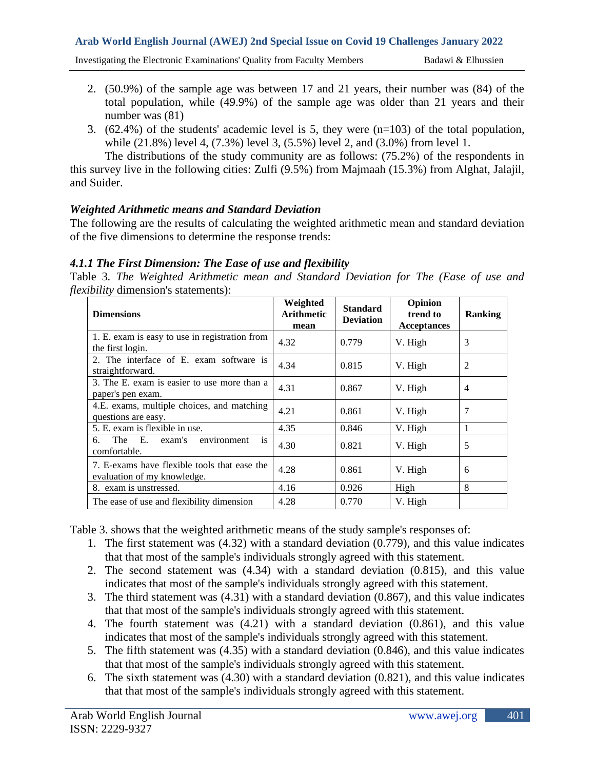2. (50.9%) of the sample age was between 17 and 21 years, their number was (84) of the total population, while (49.9%) of the sample age was older than 21 years and their number was (81)
3. (62.4%) of the students' academic level is 5, they were (n=103) of the total population, while (21.8%) level 4, (7.3%) level 3, (5.5%) level 2, and (3.0%) from level 1.

The distributions of the study community are as follows: (75.2%) of the respondents in this survey live in the following cities: Zulfi (9.5%) from Majmaah (15.3%) from Alghat, Jalajil, and Suider.

### *Weighted Arithmetic means and Standard Deviation*

The following are the results of calculating the weighted arithmetic mean and standard deviation of the five dimensions to determine the response trends:

#### *4.1.1 The First Dimension: The Ease of use and flexibility*

Table 3. *The Weighted Arithmetic mean and Standard Deviation for The (Ease of use and flexibility* dimension's statements):

| Dimensions | Weighted Arithmetic mean | Standard Deviation | Opinion trend to Acceptances | Ranking |
|---|---|---|---|---|
| 1. E. exam is easy to use in registration from the first login. | 4.32 | 0.779 | V. High | 3 |
| 2. The interface of E. exam software is straightforward. | 4.34 | 0.815 | V. High | 2 |
| 3. The E. exam is easier to use more than a paper's pen exam. | 4.31 | 0.867 | V. High | 4 |
| 4.E. exams, multiple choices, and matching questions are easy. | 4.21 | 0.861 | V. High | 7 |
| 5. E. exam is flexible in use. | 4.35 | 0.846 | V. High | 1 |
| 6. The E. exam's environment is comfortable. | 4.30 | 0.821 | V. High | 5 |
| 7. E-exams have flexible tools that ease the evaluation of my knowledge. | 4.28 | 0.861 | V. High | 6 |
| 8. exam is unstressed. | 4.16 | 0.926 | High | 8 |
| The ease of use and flexibility dimension | 4.28 | 0.770 | V. High | |

Table 3. shows that the weighted arithmetic means of the study sample's responses of:

1. The first statement was (4.32) with a standard deviation (0.779), and this value indicates that that most of the sample's individuals strongly agreed with this statement.
2. The second statement was (4.34) with a standard deviation (0.815), and this value indicates that most of the sample's individuals strongly agreed with this statement.
3. The third statement was (4.31) with a standard deviation (0.867), and this value indicates that that most of the sample's individuals strongly agreed with this statement.
4. The fourth statement was (4.21) with a standard deviation (0.861), and this value indicates that most of the sample's individuals strongly agreed with this statement.
5. The fifth statement was (4.35) with a standard deviation (0.846), and this value indicates that that most of the sample's individuals strongly agreed with this statement.
6. The sixth statement was (4.30) with a standard deviation (0.821), and this value indicates that that most of the sample's individuals strongly agreed with this statement.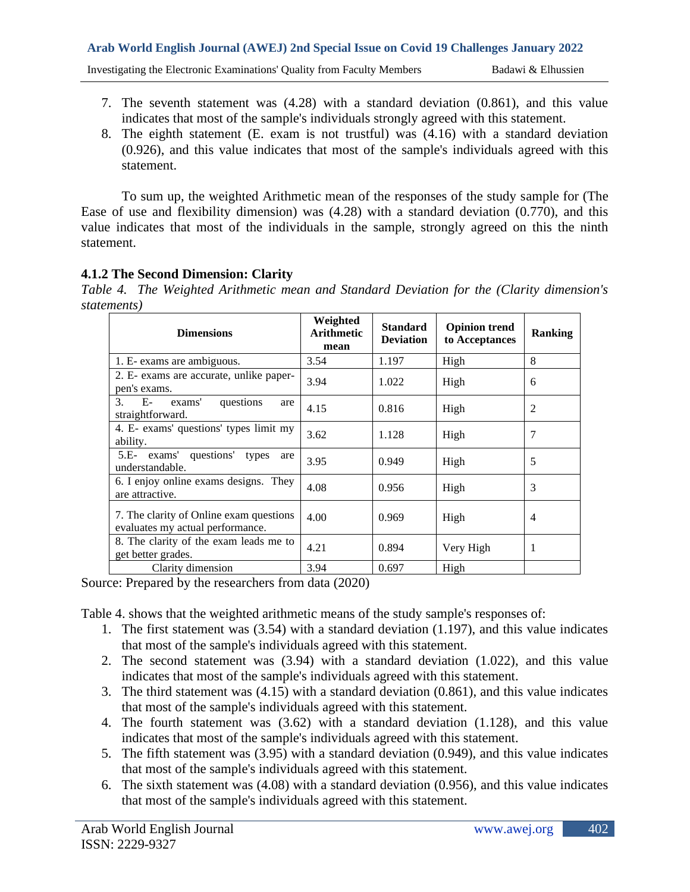7. The seventh statement was (4.28) with a standard deviation (0.861), and this value indicates that most of the sample's individuals strongly agreed with this statement.
8. The eighth statement (E. exam is not trustful) was (4.16) with a standard deviation (0.926), and this value indicates that most of the sample's individuals agreed with this statement.

To sum up, the weighted Arithmetic mean of the responses of the study sample for (The Ease of use and flexibility dimension) was (4.28) with a standard deviation (0.770), and this value indicates that most of the individuals in the sample, strongly agreed on this the ninth statement.

### 4.1.2 The Second Dimension: Clarity

*Table 4. The Weighted Arithmetic mean and Standard Deviation for the (Clarity dimension's statements)*

| Dimensions | Weighted Arithmetic mean | Standard Deviation | Opinion trend to Acceptances | Ranking |
|---|---|---|---|---|
| 1. E- exams are ambiguous. | 3.54 | 1.197 | High | 8 |
| 2. E- exams are accurate, unlike paper-pen's exams. | 3.94 | 1.022 | High | 6 |
| 3. E- exams' questions are straightforward. | 4.15 | 0.816 | High | 2 |
| 4. E- exams' questions' types limit my ability. | 3.62 | 1.128 | High | 7 |
| 5.E- exams' questions' types are understandable. | 3.95 | 0.949 | High | 5 |
| 6. I enjoy online exams designs. They are attractive. | 4.08 | 0.956 | High | 3 |
| 7. The clarity of Online exam questions evaluates my actual performance. | 4.00 | 0.969 | High | 4 |
| 8. The clarity of the exam leads me to get better grades. | 4.21 | 0.894 | Very High | 1 |
| Clarity dimension | 3.94 | 0.697 | High | |

Source: Prepared by the researchers from data (2020)

Table 4. shows that the weighted arithmetic means of the study sample's responses of:

1. The first statement was (3.54) with a standard deviation (1.197), and this value indicates that most of the sample's individuals agreed with this statement.
2. The second statement was (3.94) with a standard deviation (1.022), and this value indicates that most of the sample's individuals agreed with this statement.
3. The third statement was (4.15) with a standard deviation (0.861), and this value indicates that most of the sample's individuals agreed with this statement.
4. The fourth statement was (3.62) with a standard deviation (1.128), and this value indicates that most of the sample's individuals agreed with this statement.
5. The fifth statement was (3.95) with a standard deviation (0.949), and this value indicates that most of the sample's individuals agreed with this statement.
6. The sixth statement was (4.08) with a standard deviation (0.956), and this value indicates that most of the sample's individuals agreed with this statement.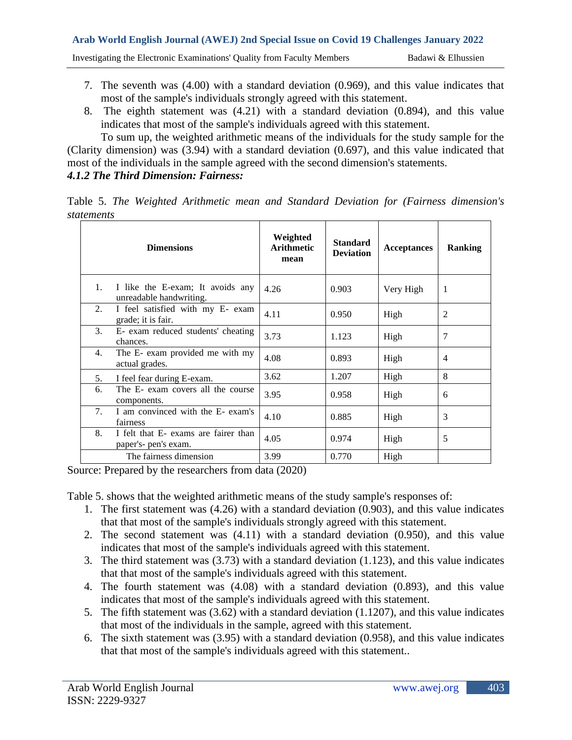7. The seventh was (4.00) with a standard deviation (0.969), and this value indicates that most of the sample's individuals strongly agreed with this statement.
8. The eighth statement was (4.21) with a standard deviation (0.894), and this value indicates that most of the sample's individuals agreed with this statement.

To sum up, the weighted arithmetic means of the individuals for the study sample for the (Clarity dimension) was (3.94) with a standard deviation (0.697), and this value indicated that most of the individuals in the sample agreed with the second dimension's statements.

### *4.1.2 The Third Dimension: Fairness:*

Table 5. *The Weighted Arithmetic mean and Standard Deviation for (Fairness dimension's statements*

| Dimensions | Weighted Arithmetic mean | Standard Deviation | Acceptances | Ranking |
|---|---|---|---|---|
| 1. I like the E-exam; It avoids any unreadable handwriting. | 4.26 | 0.903 | Very High | 1 |
| 2. I feel satisfied with my E- exam grade; it is fair. | 4.11 | 0.950 | High | 2 |
| 3. E- exam reduced students' cheating chances. | 3.73 | 1.123 | High | 7 |
| 4. The E- exam provided me with my actual grades. | 4.08 | 0.893 | High | 4 |
| 5. I feel fear during E-exam. | 3.62 | 1.207 | High | 8 |
| 6. The E- exam covers all the course components. | 3.95 | 0.958 | High | 6 |
| 7. I am convinced with the E- exam's fairness | 4.10 | 0.885 | High | 3 |
| 8. I felt that E- exams are fairer than paper's- pen's exam. | 4.05 | 0.974 | High | 5 |
| The fairness dimension | 3.99 | 0.770 | High | |

Source: Prepared by the researchers from data (2020)

Table 5. shows that the weighted arithmetic means of the study sample's responses of:

1. The first statement was (4.26) with a standard deviation (0.903), and this value indicates that that most of the sample's individuals strongly agreed with this statement.
2. The second statement was (4.11) with a standard deviation (0.950), and this value indicates that most of the sample's individuals agreed with this statement.
3. The third statement was (3.73) with a standard deviation (1.123), and this value indicates that that most of the sample's individuals agreed with this statement.
4. The fourth statement was (4.08) with a standard deviation (0.893), and this value indicates that most of the sample's individuals agreed with this statement.
5. The fifth statement was (3.62) with a standard deviation (1.1207), and this value indicates that most of the individuals in the sample, agreed with this statement.
6. The sixth statement was (3.95) with a standard deviation (0.958), and this value indicates that that most of the sample's individuals agreed with this statement..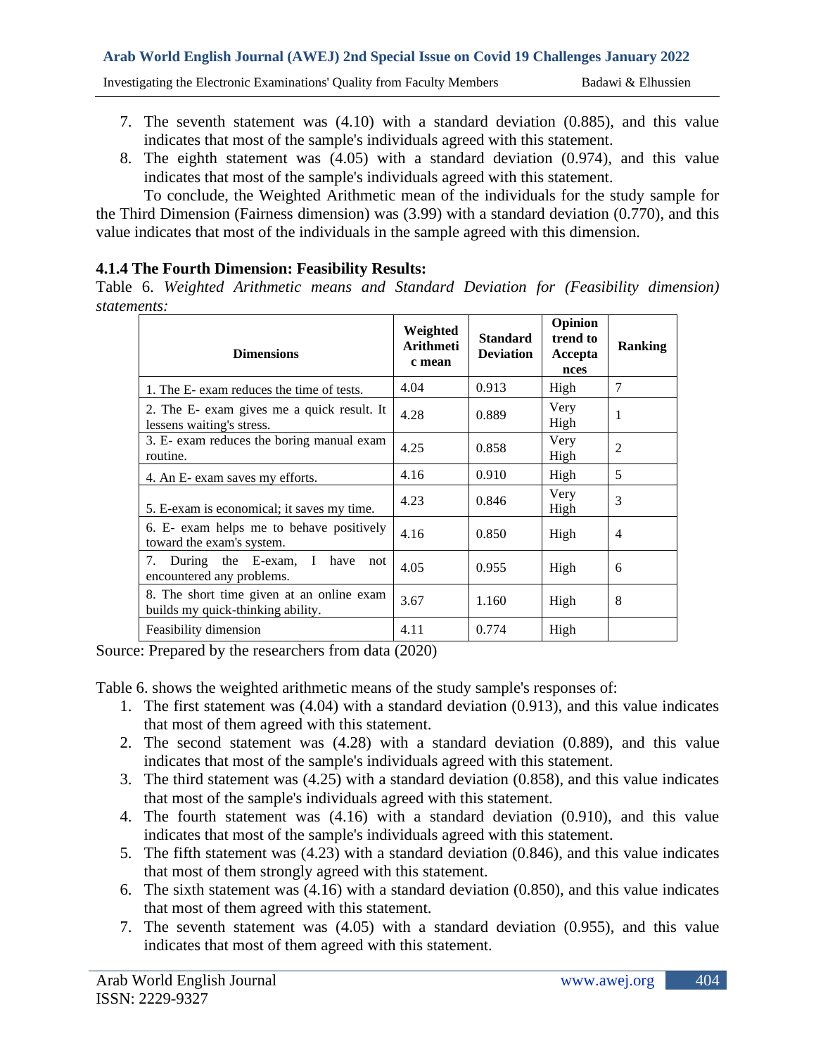7. The seventh statement was (4.10) with a standard deviation (0.885), and this value indicates that most of the sample's individuals agreed with this statement.
8. The eighth statement was (4.05) with a standard deviation (0.974), and this value indicates that most of the sample's individuals agreed with this statement.

To conclude, the Weighted Arithmetic mean of the individuals for the study sample for the Third Dimension (Fairness dimension) was (3.99) with a standard deviation (0.770), and this value indicates that most of the individuals in the sample agreed with this dimension.

### 4.1.4 The Fourth Dimension: Feasibility Results:

Table 6. *Weighted Arithmetic means and Standard Deviation for (Feasibility dimension) statements:*

| Dimensions | Weighted Arithmetic mean | Standard Deviation | Opinion trend to Acceptances | Ranking |
|---|---|---|---|---|
| 1. The E- exam reduces the time of tests. | 4.04 | 0.913 | High | 7 |
| 2. The E- exam gives me a quick result. It lessens waiting's stress. | 4.28 | 0.889 | Very High | 1 |
| 3. E- exam reduces the boring manual exam routine. | 4.25 | 0.858 | Very High | 2 |
| 4. An E- exam saves my efforts. | 4.16 | 0.910 | High | 5 |
| 5. E-exam is economical; it saves my time. | 4.23 | 0.846 | Very High | 3 |
| 6. E- exam helps me to behave positively toward the exam's system. | 4.16 | 0.850 | High | 4 |
| 7. During the E-exam, I have not encountered any problems. | 4.05 | 0.955 | High | 6 |
| 8. The short time given at an online exam builds my quick-thinking ability. | 3.67 | 1.160 | High | 8 |
| Feasibility dimension | 4.11 | 0.774 | High | |

Source: Prepared by the researchers from data (2020)

Table 6. shows the weighted arithmetic means of the study sample's responses of:

1. The first statement was (4.04) with a standard deviation (0.913), and this value indicates that most of them agreed with this statement.
2. The second statement was (4.28) with a standard deviation (0.889), and this value indicates that most of the sample's individuals agreed with this statement.
3. The third statement was (4.25) with a standard deviation (0.858), and this value indicates that most of the sample's individuals agreed with this statement.
4. The fourth statement was (4.16) with a standard deviation (0.910), and this value indicates that most of the sample's individuals agreed with this statement.
5. The fifth statement was (4.23) with a standard deviation (0.846), and this value indicates that most of them strongly agreed with this statement.
6. The sixth statement was (4.16) with a standard deviation (0.850), and this value indicates that most of them agreed with this statement.
7. The seventh statement was (4.05) with a standard deviation (0.955), and this value indicates that most of them agreed with this statement.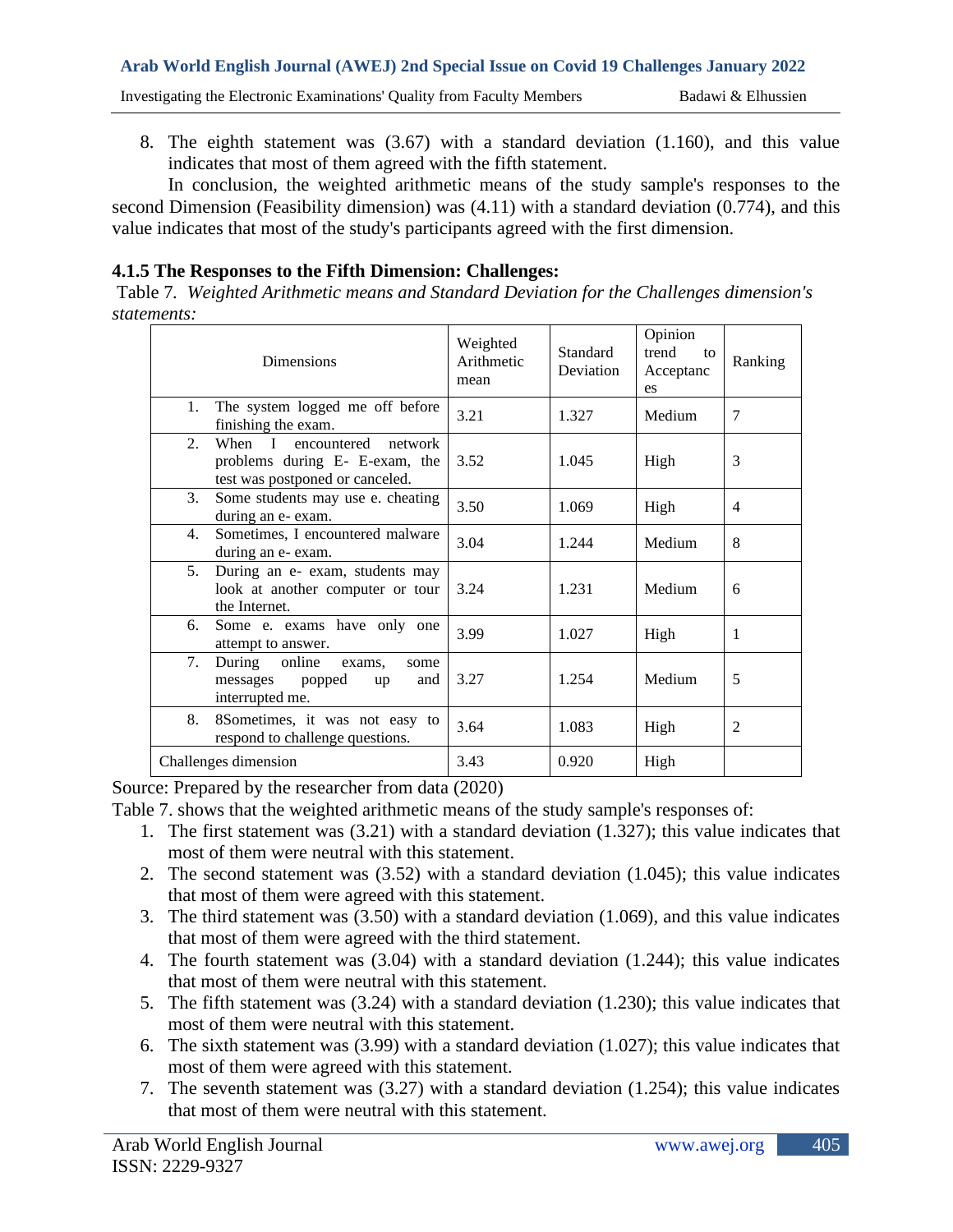8. The eighth statement was (3.67) with a standard deviation (1.160), and this value indicates that most of them agreed with the fifth statement.

In conclusion, the weighted arithmetic means of the study sample's responses to the second Dimension (Feasibility dimension) was (4.11) with a standard deviation (0.774), and this value indicates that most of the study's participants agreed with the first dimension.

### 4.1.5 The Responses to the Fifth Dimension: Challenges:

Table 7. *Weighted Arithmetic means and Standard Deviation for the Challenges dimension's statements:*

| Dimensions | Weighted Arithmetic mean | Standard Deviation | Opinion trend to Acceptances | Ranking |
|---|---|---|---|---|
| 1. The system logged me off before finishing the exam. | 3.21 | 1.327 | Medium | 7 |
| 2. When I encountered network problems during E- E-exam, the test was postponed or canceled. | 3.52 | 1.045 | High | 3 |
| 3. Some students may use e. cheating during an e- exam. | 3.50 | 1.069 | High | 4 |
| 4. Sometimes, I encountered malware during an e- exam. | 3.04 | 1.244 | Medium | 8 |
| 5. During an e- exam, students may look at another computer or tour the Internet. | 3.24 | 1.231 | Medium | 6 |
| 6. Some e. exams have only one attempt to answer. | 3.99 | 1.027 | High | 1 |
| 7. During online exams, some messages popped up and interrupted me. | 3.27 | 1.254 | Medium | 5 |
| 8. 8Sometimes, it was not easy to respond to challenge questions. | 3.64 | 1.083 | High | 2 |
| Challenges dimension | 3.43 | 0.920 | High | |

Source: Prepared by the researcher from data (2020)

Table 7. shows that the weighted arithmetic means of the study sample's responses of:

1. The first statement was (3.21) with a standard deviation (1.327); this value indicates that most of them were neutral with this statement.
2. The second statement was (3.52) with a standard deviation (1.045); this value indicates that most of them were agreed with this statement.
3. The third statement was (3.50) with a standard deviation (1.069), and this value indicates that most of them agreed with the third statement.
4. The fourth statement was (3.04) with a standard deviation (1.244); this value indicates that most of them were neutral with this statement.
5. The fifth statement was (3.24) with a standard deviation (1.230); this value indicates that most of them were neutral with this statement.
6. The sixth statement was (3.99) with a standard deviation (1.027); this value indicates that most of them were agreed with this statement.
7. The seventh statement was (3.27) with a standard deviation (1.254); this value indicates that most of them were neutral with this statement.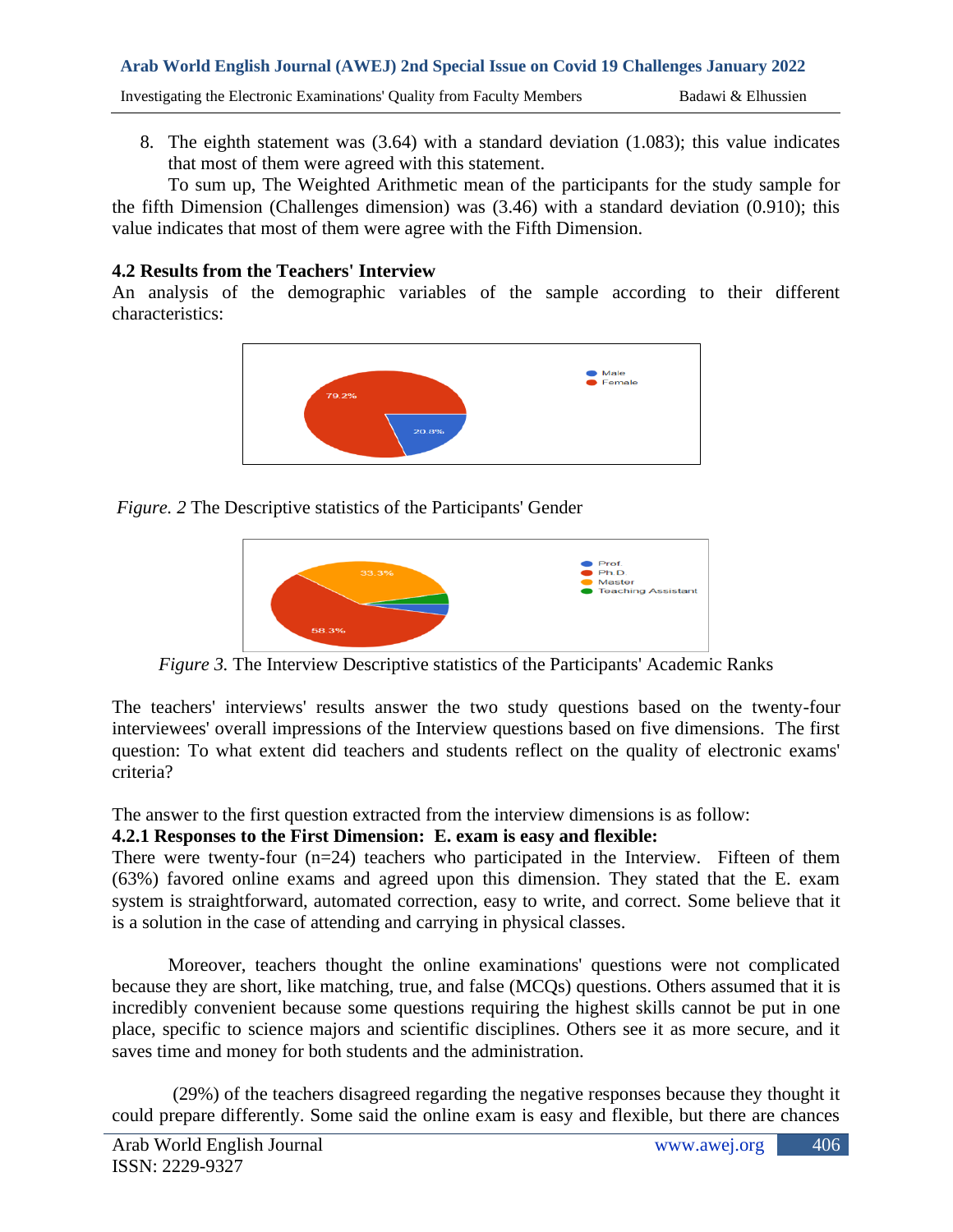8. The eighth statement was (3.64) with a standard deviation (1.083); this value indicates that most of them were agreed with this statement.

To sum up, The Weighted Arithmetic mean of the participants for the study sample for the fifth Dimension (Challenges dimension) was (3.46) with a standard deviation (0.910); this value indicates that most of them were agree with the Fifth Dimension.

### 4.2 Results from the Teachers' Interview

An analysis of the demographic variables of the sample according to their different characteristics:

*Figure. 2* The Descriptive statistics of the Participants' Gender

*Figure 3.* The Interview Descriptive statistics of the Participants' Academic Ranks

The teachers' interviews' results answer the two study questions based on the twenty-four interviewees' overall impressions of the Interview questions based on five dimensions. The first question: To what extent did teachers and students reflect on the quality of electronic exams' criteria?

The answer to the first question extracted from the interview dimensions is as follow:

#### 4.2.1 Responses to the First Dimension: E. exam is easy and flexible:

There were twenty-four (n=24) teachers who participated in the Interview. Fifteen of them (63%) favored online exams and agreed upon this dimension. They stated that the E. exam system is straightforward, automated correction, easy to write, and correct. Some believe that it is a solution in the case of attending and carrying in physical classes.

Moreover, teachers thought the online examinations' questions were not complicated because they are short, like matching, true, and false (MCQs) questions. Others assumed that it is incredibly convenient because some questions requiring the highest skills cannot be put in one place, specific to science majors and scientific disciplines. Others see it as more secure, and it saves time and money for both students and the administration.

(29%) of the teachers disagreed regarding the negative responses because they thought it could prepare differently. Some said the online exam is easy and flexible, but there are chances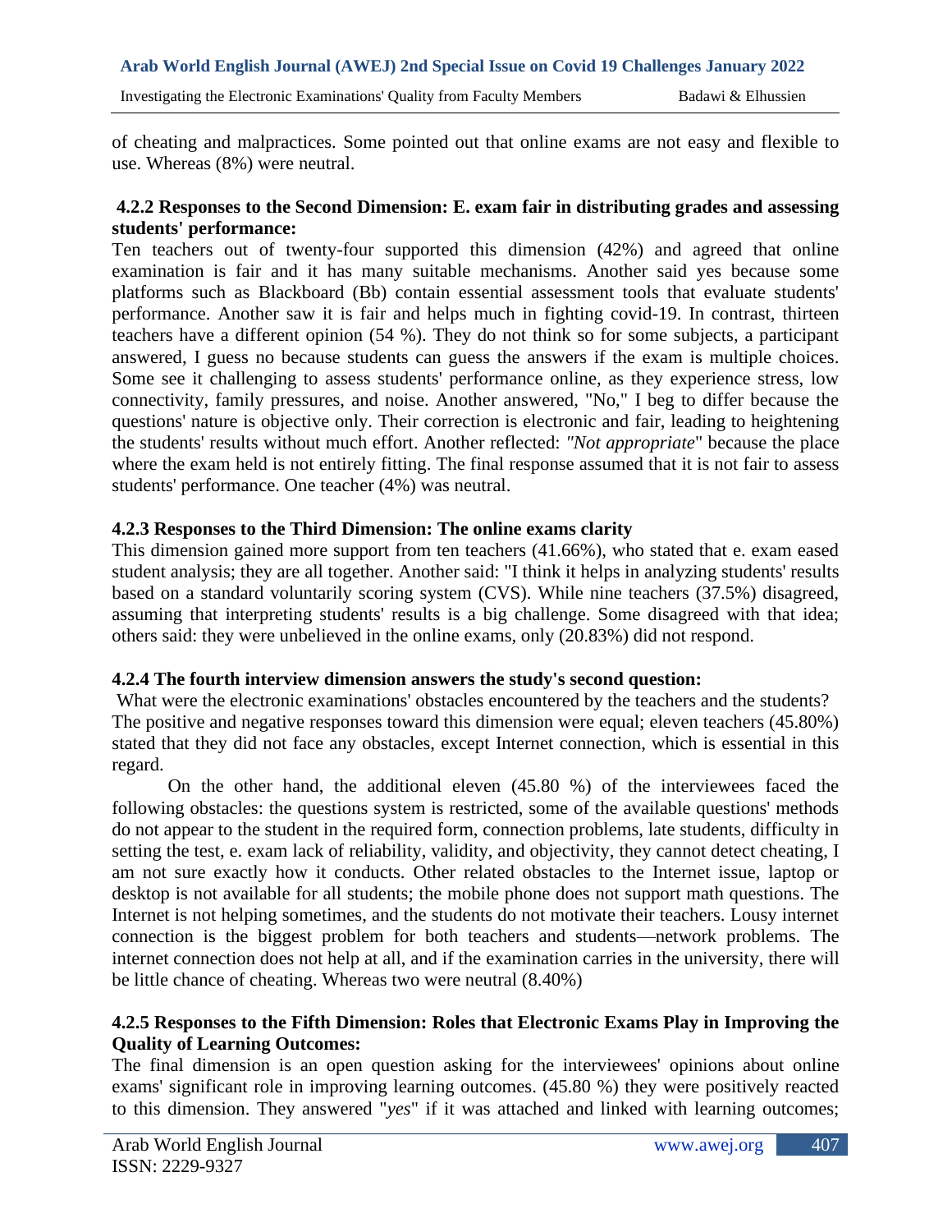of cheating and malpractices. Some pointed out that online exams are not easy and flexible to use. Whereas (8%) were neutral.

### 4.2.2 Responses to the Second Dimension: E. exam fair in distributing grades and assessing students' performance:

Ten teachers out of twenty-four supported this dimension (42%) and agreed that online examination is fair and it has many suitable mechanisms. Another said yes because some platforms such as Blackboard (Bb) contain essential assessment tools that evaluate students' performance. Another saw it is fair and helps much in fighting covid-19. In contrast, thirteen teachers have a different opinion (54 %). They do not think so for some subjects, a participant answered, I guess no because students can guess the answers if the exam is multiple choices. Some see it challenging to assess students' performance online, as they experience stress, low connectivity, family pressures, and noise. Another answered, "No," I beg to differ because the questions' nature is objective only. Their correction is electronic and fair, leading to heightening the students' results without much effort. Another reflected: *"Not appropriate*" because the place where the exam held is not entirely fitting. The final response assumed that it is not fair to assess students' performance. One teacher (4%) was neutral.

### 4.2.3 Responses to the Third Dimension: The online exams clarity

This dimension gained more support from ten teachers (41.66%), who stated that e. exam eased student analysis; they are all together. Another said: "I think it helps in analyzing students' results based on a standard voluntarily scoring system (CVS). While nine teachers (37.5%) disagreed, assuming that interpreting students' results is a big challenge. Some disagreed with that idea; others said: they were unbelieved in the online exams, only (20.83%) did not respond.

### 4.2.4 The fourth interview dimension answers the study's second question:

What were the electronic examinations' obstacles encountered by the teachers and the students? The positive and negative responses toward this dimension were equal; eleven teachers (45.80%) stated that they did not face any obstacles, except Internet connection, which is essential in this regard.

On the other hand, the additional eleven (45.80 %) of the interviewees faced the following obstacles: the questions system is restricted, some of the available questions' methods do not appear to the student in the required form, connection problems, late students, difficulty in setting the test, e. exam lack of reliability, validity, and objectivity, they cannot detect cheating, I am not sure exactly how it conducts. Other related obstacles to the Internet issue, laptop or desktop is not available for all students; the mobile phone does not support math questions. The Internet is not helping sometimes, and the students do not motivate their teachers. Lousy internet connection is the biggest problem for both teachers and students—network problems. The internet connection does not help at all, and if the examination carries in the university, there will be little chance of cheating. Whereas two were neutral (8.40%)

### 4.2.5 Responses to the Fifth Dimension: Roles that Electronic Exams Play in Improving the Quality of Learning Outcomes:

The final dimension is an open question asking for the interviewees' opinions about online exams' significant role in improving learning outcomes. (45.80 %) they were positively reacted to this dimension. They answered "*yes*" if it was attached and linked with learning outcomes;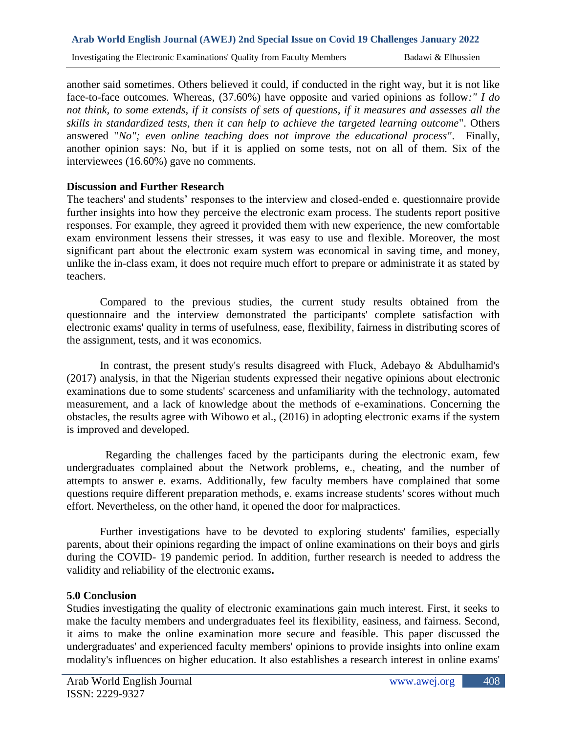another said sometimes. Others believed it could, if conducted in the right way, but it is not like face-to-face outcomes. Whereas, (37.60%) have opposite and varied opinions as follow*:" I do not think, to some extends, if it consists of sets of questions, if it measures and assesses all the skills in standardized tests, then it can help to achieve the targeted learning outcome*". Others answered "*No"; even online teaching does not improve the educational process"*. Finally, another opinion says: No, but if it is applied on some tests, not on all of them. Six of the interviewees (16.60%) gave no comments.

**Discussion and Further Research**

The teachers' and students' responses to the interview and closed-ended e. questionnaire provide further insights into how they perceive the electronic exam process. The students report positive responses. For example, they agreed it provided them with new experience, the new comfortable exam environment lessens their stresses, it was easy to use and flexible. Moreover, the most significant part about the electronic exam system was economical in saving time, and money, unlike the in-class exam, it does not require much effort to prepare or administrate it as stated by teachers.

Compared to the previous studies, the current study results obtained from the questionnaire and the interview demonstrated the participants' complete satisfaction with electronic exams' quality in terms of usefulness, ease, flexibility, fairness in distributing scores of the assignment, tests, and it was economics.

In contrast, the present study's results disagreed with Fluck, Adebayo & Abdulhamid's (2017) analysis, in that the Nigerian students expressed their negative opinions about electronic examinations due to some students' scarceness and unfamiliarity with the technology, automated measurement, and a lack of knowledge about the methods of e-examinations. Concerning the obstacles, the results agree with Wibowo et al., (2016) in adopting electronic exams if the system is improved and developed.

Regarding the challenges faced by the participants during the electronic exam, few undergraduates complained about the Network problems, e., cheating, and the number of attempts to answer e. exams. Additionally, few faculty members have complained that some questions require different preparation methods, e. exams increase students' scores without much effort. Nevertheless, on the other hand, it opened the door for malpractices.

Further investigations have to be devoted to exploring students' families, especially parents, about their opinions regarding the impact of online examinations on their boys and girls during the COVID- 19 pandemic period. In addition, further research is needed to address the validity and reliability of the electronic exams**.**

**5.0 Conclusion**

Studies investigating the quality of electronic examinations gain much interest. First, it seeks to make the faculty members and undergraduates feel its flexibility, easiness, and fairness. Second, it aims to make the online examination more secure and feasible. This paper discussed the undergraduates' and experienced faculty members' opinions to provide insights into online exam modality's influences on higher education. It also establishes a research interest in online exams'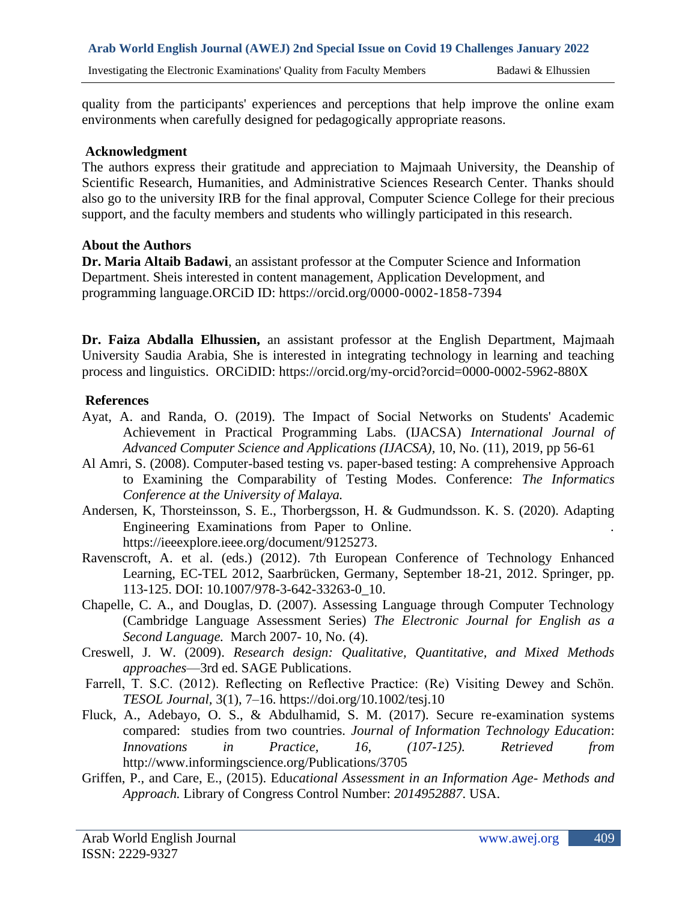quality from the participants' experiences and perceptions that help improve the online exam environments when carefully designed for pedagogically appropriate reasons.

## Acknowledgment

The authors express their gratitude and appreciation to Majmaah University, the Deanship of Scientific Research, Humanities, and Administrative Sciences Research Center. Thanks should also go to the university IRB for the final approval, Computer Science College for their precious support, and the faculty members and students who willingly participated in this research.

## About the Authors

**Dr. Maria Altaib Badawi**, an assistant professor at the Computer Science and Information Department. Sheis interested in content management, Application Development, and programming language.ORCiD ID: https://orcid.org/0000-0002-1858-7394

**Dr. Faiza Abdalla Elhussien,** an assistant professor at the English Department, Majmaah University Saudia Arabia, She is interested in integrating technology in learning and teaching process and linguistics. ORCiDID: https://orcid.org/my-orcid?orcid=0000-0002-5962-880X

## References

Ayat, A. and Randa, O. (2019). The Impact of Social Networks on Students' Academic Achievement in Practical Programming Labs. (IJACSA) *International Journal of Advanced Computer Science and Applications (IJACSA),* 10, No. (11), 2019, pp 56-61

Al Amri, S. (2008). Computer-based testing vs. paper-based testing: A comprehensive Approach to Examining the Comparability of Testing Modes. Conference: *The Informatics Conference at the University of Malaya.*

Andersen, K, Thorsteinsson, S. E., Thorbergsson, H. & Gudmundsson. K. S. (2020). Adapting Engineering Examinations from Paper to Online. . https://ieeexplore.ieee.org/document/9125273.

Ravenscroft, A. et al. (eds.) (2012). 7th European Conference of Technology Enhanced Learning, EC-TEL 2012, Saarbrücken, Germany, September 18-21, 2012. Springer, pp. 113-125. DOI: 10.1007/978-3-642-33263-0_10.

Chapelle, C. A., and Douglas, D. (2007). Assessing Language through Computer Technology (Cambridge Language Assessment Series) *The Electronic Journal for English as a Second Language.* March 2007- 10, No. (4).

Creswell, J. W. (2009). *Research design: Qualitative, Quantitative, and Mixed Methods approaches*—3rd ed. SAGE Publications.

Farrell, T. S.C. (2012). Reflecting on Reflective Practice: (Re) Visiting Dewey and Schön. *TESOL Journal,* 3(1), 7–16. https://doi.org/10.1002/tesj.10

Fluck, A., Adebayo, O. S., & Abdulhamid, S. M. (2017). Secure re-examination systems compared: studies from two countries. *Journal of Information Technology Education*: *Innovations in Practice, 16, (107-125). Retrieved from* http://www.informingscience.org/Publications/3705

Griffen, P., and Care, E., (2015). Edu*cational Assessment in an Information Age- Methods and Approach.* Library of Congress Control Number: *2014952887*. USA.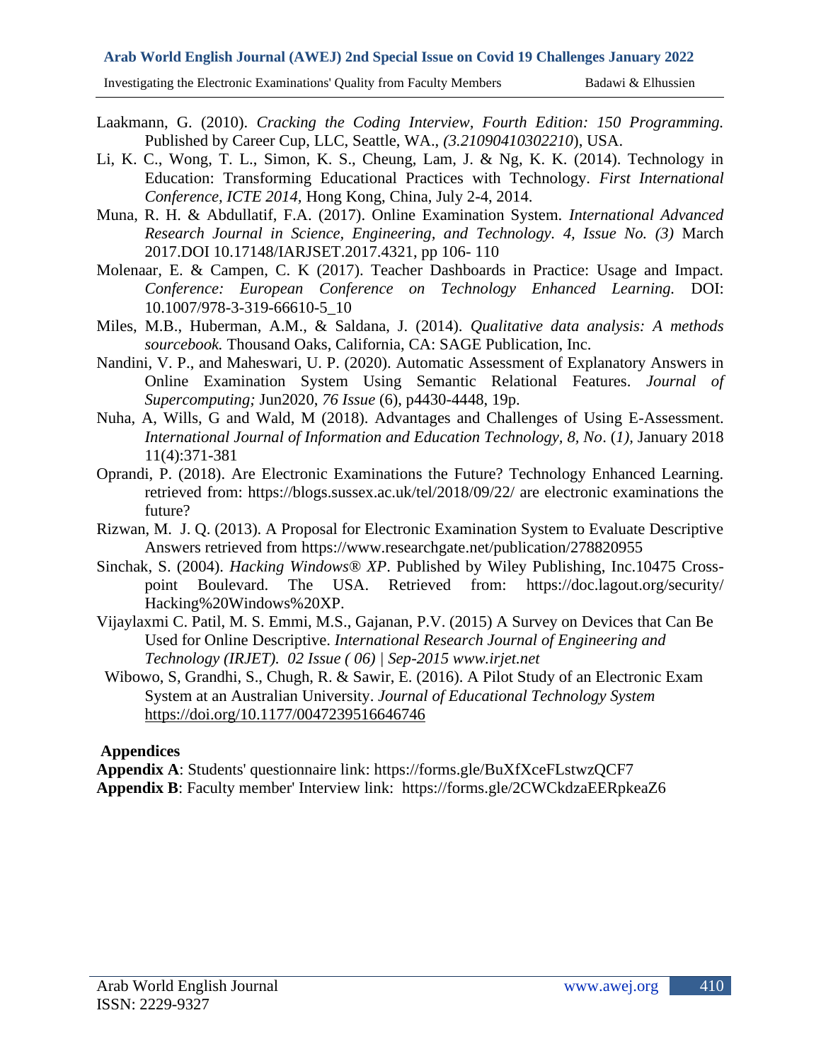Laakmann, G. (2010). *Cracking the Coding Interview, Fourth Edition: 150 Programming.* Published by Career Cup, LLC, Seattle, WA., *(3.21090410302210*), USA.

Li, K. C., Wong, T. L., Simon, K. S., Cheung, Lam, J. & Ng, K. K. (2014). Technology in Education: Transforming Educational Practices with Technology. *First International Conference, ICTE 2014,* Hong Kong, China, July 2-4, 2014.

Muna, R. H. & Abdullatif, F.A. (2017). Online Examination System. *International Advanced Research Journal in Science, Engineering, and Technology. 4, Issue No. (3)* March 2017.DOI 10.17148/IARJSET.2017.4321, pp 106- 110

Molenaar, E. & Campen, C. K (2017). Teacher Dashboards in Practice: Usage and Impact. *Conference: European Conference on Technology Enhanced Learning.* DOI: 10.1007/978-3-319-66610-5_10

Miles, M.B., Huberman, A.M., & Saldana, J. (2014). *Qualitative data analysis: A methods sourcebook.* Thousand Oaks, California, CA: SAGE Publication, Inc.

Nandini, V. P., and Maheswari, U. P. (2020). Automatic Assessment of Explanatory Answers in Online Examination System Using Semantic Relational Features. *Journal of Supercomputing;* Jun2020, *76 Issue* (6), p4430-4448, 19p.

Nuha, A, Wills, G and Wald, M (2018). Advantages and Challenges of Using E-Assessment. *International Journal of Information and Education Technology, 8, No*. (*1),* January 2018 11(4):371-381

Oprandi, P. (2018). Are Electronic Examinations the Future? Technology Enhanced Learning. retrieved from: https://blogs.sussex.ac.uk/tel/2018/09/22/ are electronic examinations the future?

Rizwan, M. J. Q. (2013). A Proposal for Electronic Examination System to Evaluate Descriptive Answers retrieved from https://www.researchgate.net/publication/278820955

Sinchak, S. (2004). *Hacking Windows® XP*. Published by Wiley Publishing, Inc.10475 Crosspoint Boulevard. The USA. Retrieved from: https://doc.lagout.org/security/ Hacking%20Windows%20XP.

Vijaylaxmi C. Patil, M. S. Emmi, M.S., Gajanan, P.V. (2015) A Survey on Devices that Can Be Used for Online Descriptive. *International Research Journal of Engineering and Technology (IRJET). 02 Issue ( 06) | Sep-2015 www.irjet.net*

Wibowo, S, Grandhi, S., Chugh, R. & Sawir, E. (2016). A Pilot Study of an Electronic Exam System at an Australian University. *Journal of Educational Technology System* https://doi.org/10.1177/0047239516646746

## Appendices

**Appendix A**: Students' questionnaire link: https://forms.gle/BuXfXceFLstwzQCF7

**Appendix B**: Faculty member' Interview link: https://forms.gle/2CWCkdzaEERpkeaZ6